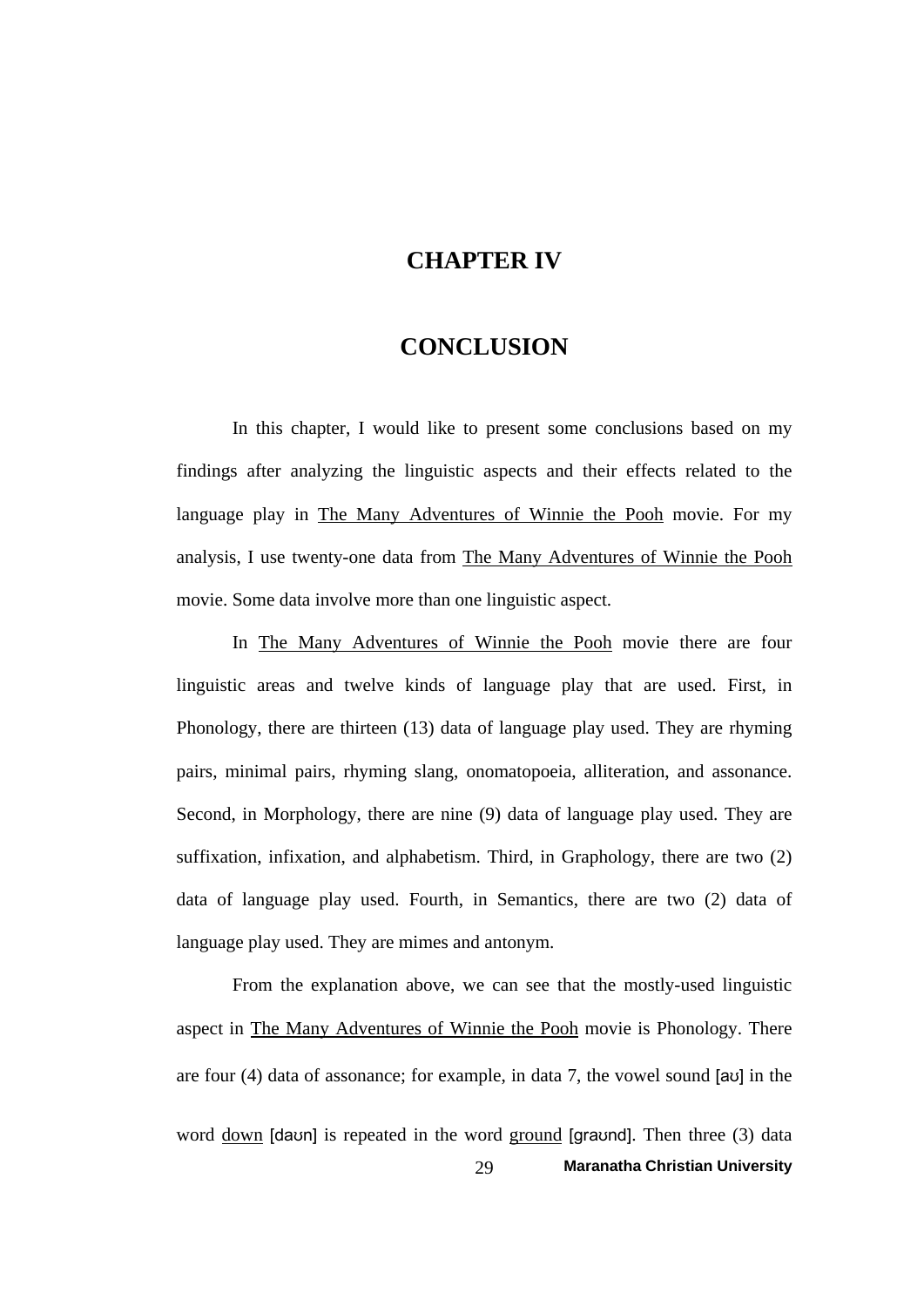# CHAPTER IV

# CONCLUSION

In this chapter, I would like to present some conclusions based on my findings after analyzing the linguistic aspects and their effects related to the language play in <u>The Many Adventures of Winnie the Pooh</u> movie. For my analysis, I use twenty-one data from <u>The Many Adventures of Winnie the Pooh</u> movie. Some data involve more than one linguistic aspect.

In <u>The Many Adventures of Winnie the Pooh</u> movie there are four linguistic areas and twelve kinds of language play that are used. First, in Phonology, there are thirteen (13) data of language play used. They are rhyming pairs, minimal pairs, rhyming slang, onomatopoeia, alliteration, and assonance. Second, in Morphology, there are nine (9) data of language play used. They are suffixation, infixation, and alphabetism. Third, in Graphology, there are two (2) data of language play used. Fourth, in Semantics, there are two (2) data of language play used. They are mimes and antonym.

From the explanation above, we can see that the mostly-used linguistic aspect in <u>The Many Adventures of Winnie the Pooh</u> movie is Phonology. There are four (4) data of assonance; for example, in data 7, the vowel sound [aʊ] in the word <u>down</u> [daʊn] is repeated in the word <u>ground</u> [graʊnd]. Then three (3) data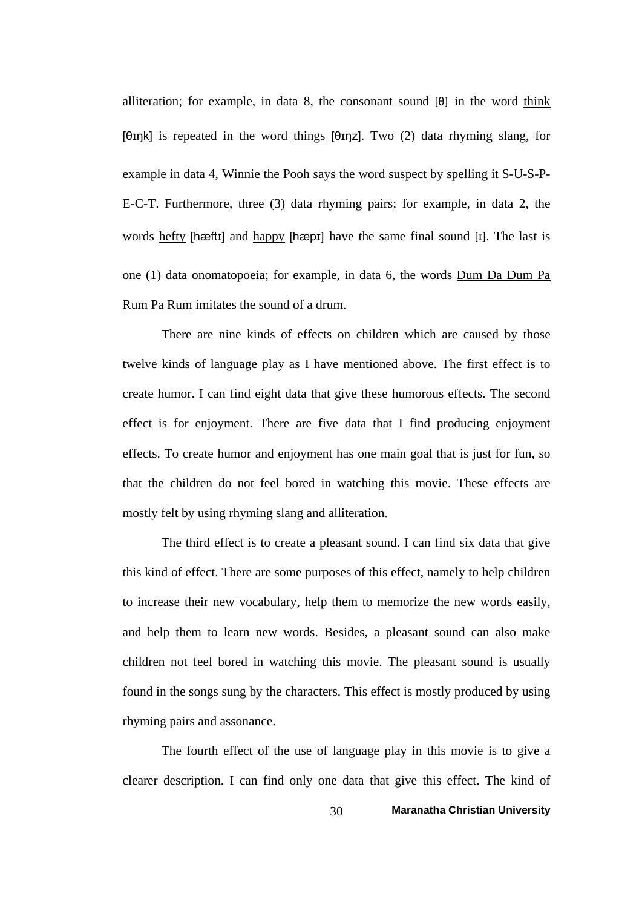alliteration; for example, in data 8, the consonant sound [θ] in the word <u>think</u> [θɪŋk] is repeated in the word <u>things</u> [θɪŋz]. Two (2) data rhyming slang, for example in data 4, Winnie the Pooh says the word <u>suspect</u> by spelling it S-U-S-P-E-C-T. Furthermore, three (3) data rhyming pairs; for example, in data 2, the words <u>hefty</u> [hæftɪ] and <u>happy</u> [hæpɪ] have the same final sound [ɪ]. The last is one (1) data onomatopoeia; for example, in data 6, the words <u>Dum Da Dum Pa Rum Pa Rum</u> imitates the sound of a drum.

There are nine kinds of effects on children which are caused by those twelve kinds of language play as I have mentioned above. The first effect is to create humor. I can find eight data that give these humorous effects. The second effect is for enjoyment. There are five data that I find producing enjoyment effects. To create humor and enjoyment has one main goal that is just for fun, so that the children do not feel bored in watching this movie. These effects are mostly felt by using rhyming slang and alliteration.

The third effect is to create a pleasant sound. I can find six data that give this kind of effect. There are some purposes of this effect, namely to help children to increase their new vocabulary, help them to memorize the new words easily, and help them to learn new words. Besides, a pleasant sound can also make children not feel bored in watching this movie. The pleasant sound is usually found in the songs sung by the characters. This effect is mostly produced by using rhyming pairs and assonance.

The fourth effect of the use of language play in this movie is to give a clearer description. I can find only one data that give this effect. The kind of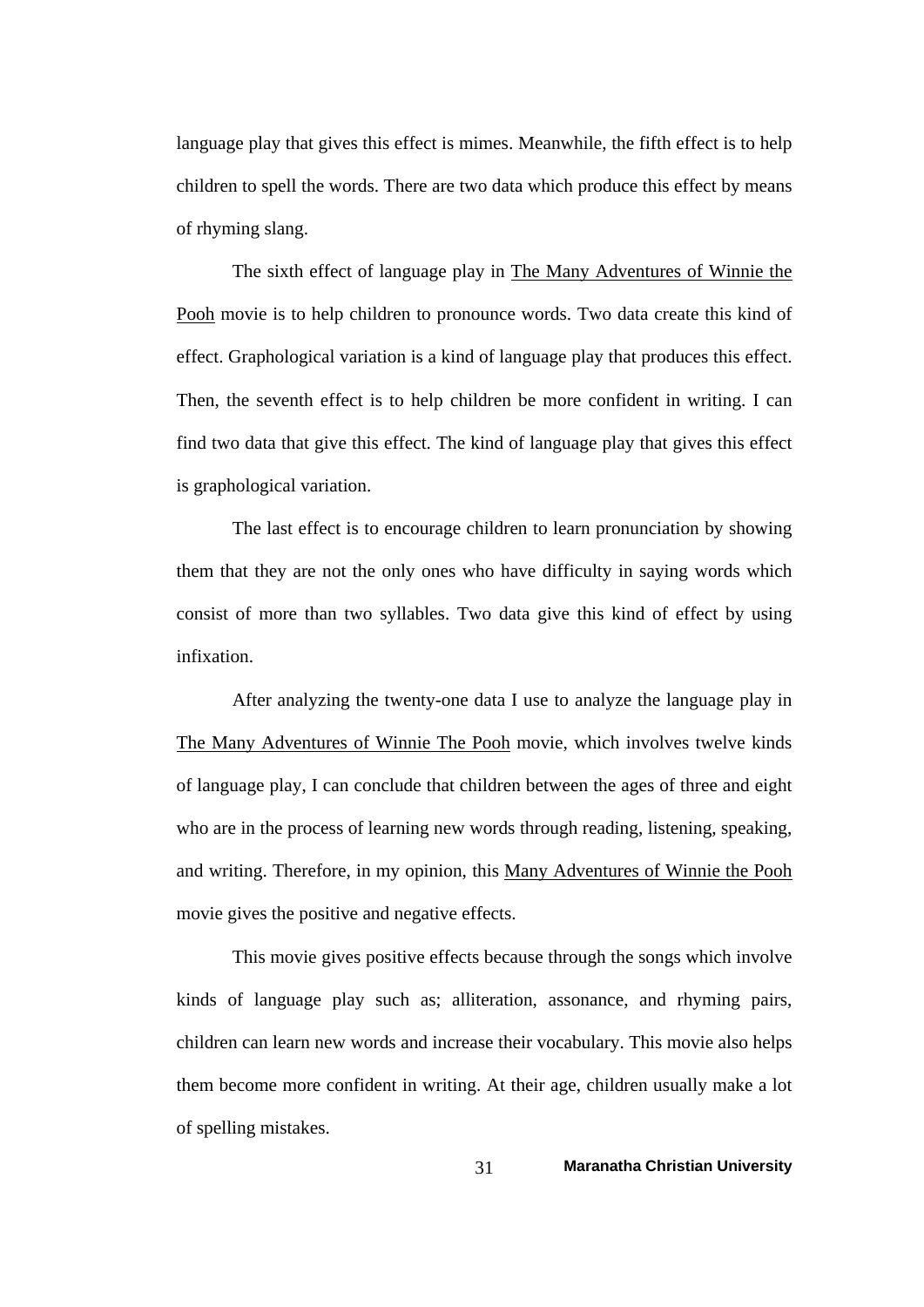language play that gives this effect is mimes. Meanwhile, the fifth effect is to help children to spell the words. There are two data which produce this effect by means of rhyming slang.

The sixth effect of language play in The Many Adventures of Winnie the Pooh movie is to help children to pronounce words. Two data create this kind of effect. Graphological variation is a kind of language play that produces this effect. Then, the seventh effect is to help children be more confident in writing. I can find two data that give this effect. The kind of language play that gives this effect is graphological variation.

The last effect is to encourage children to learn pronunciation by showing them that they are not the only ones who have difficulty in saying words which consist of more than two syllables. Two data give this kind of effect by using infixation.

After analyzing the twenty-one data I use to analyze the language play in The Many Adventures of Winnie The Pooh movie, which involves twelve kinds of language play, I can conclude that children between the ages of three and eight who are in the process of learning new words through reading, listening, speaking, and writing. Therefore, in my opinion, this Many Adventures of Winnie the Pooh movie gives the positive and negative effects.

This movie gives positive effects because through the songs which involve kinds of language play such as; alliteration, assonance, and rhyming pairs, children can learn new words and increase their vocabulary. This movie also helps them become more confident in writing. At their age, children usually make a lot of spelling mistakes.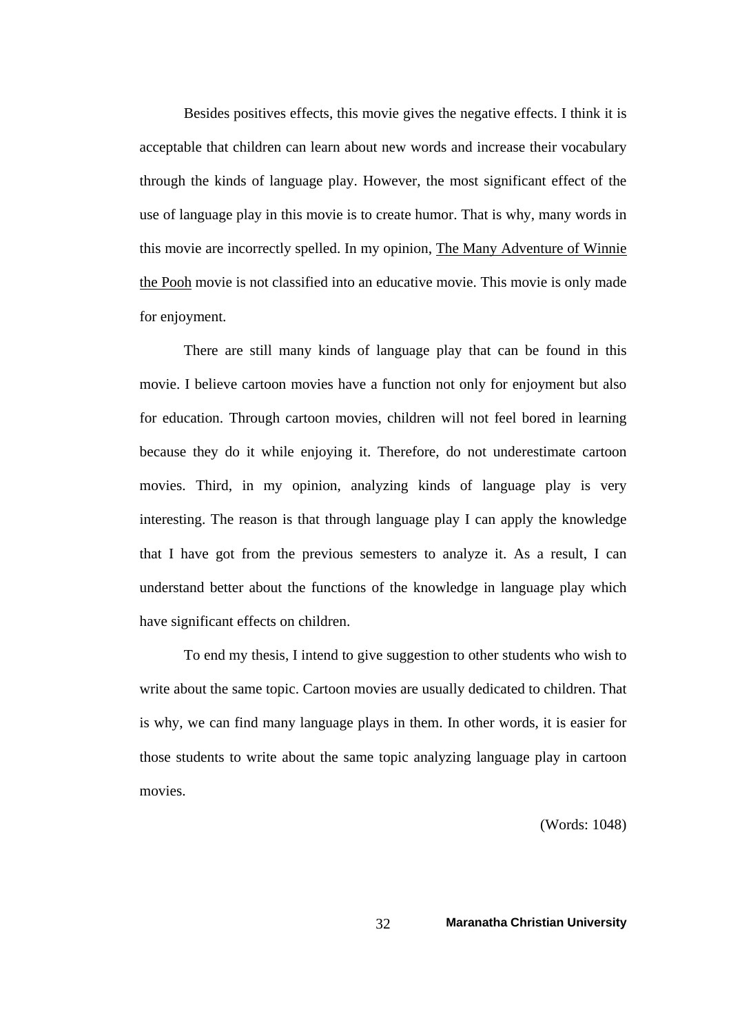Besides positives effects, this movie gives the negative effects. I think it is acceptable that children can learn about new words and increase their vocabulary through the kinds of language play. However, the most significant effect of the use of language play in this movie is to create humor. That is why, many words in this movie are incorrectly spelled. In my opinion, <u>The Many Adventure of Winnie the Pooh</u> movie is not classified into an educative movie. This movie is only made for enjoyment.

There are still many kinds of language play that can be found in this movie. I believe cartoon movies have a function not only for enjoyment but also for education. Through cartoon movies, children will not feel bored in learning because they do it while enjoying it. Therefore, do not underestimate cartoon movies. Third, in my opinion, analyzing kinds of language play is very interesting. The reason is that through language play I can apply the knowledge that I have got from the previous semesters to analyze it. As a result, I can understand better about the functions of the knowledge in language play which have significant effects on children.

To end my thesis, I intend to give suggestion to other students who wish to write about the same topic. Cartoon movies are usually dedicated to children. That is why, we can find many language plays in them. In other words, it is easier for those students to write about the same topic analyzing language play in cartoon movies.

(Words: 1048)